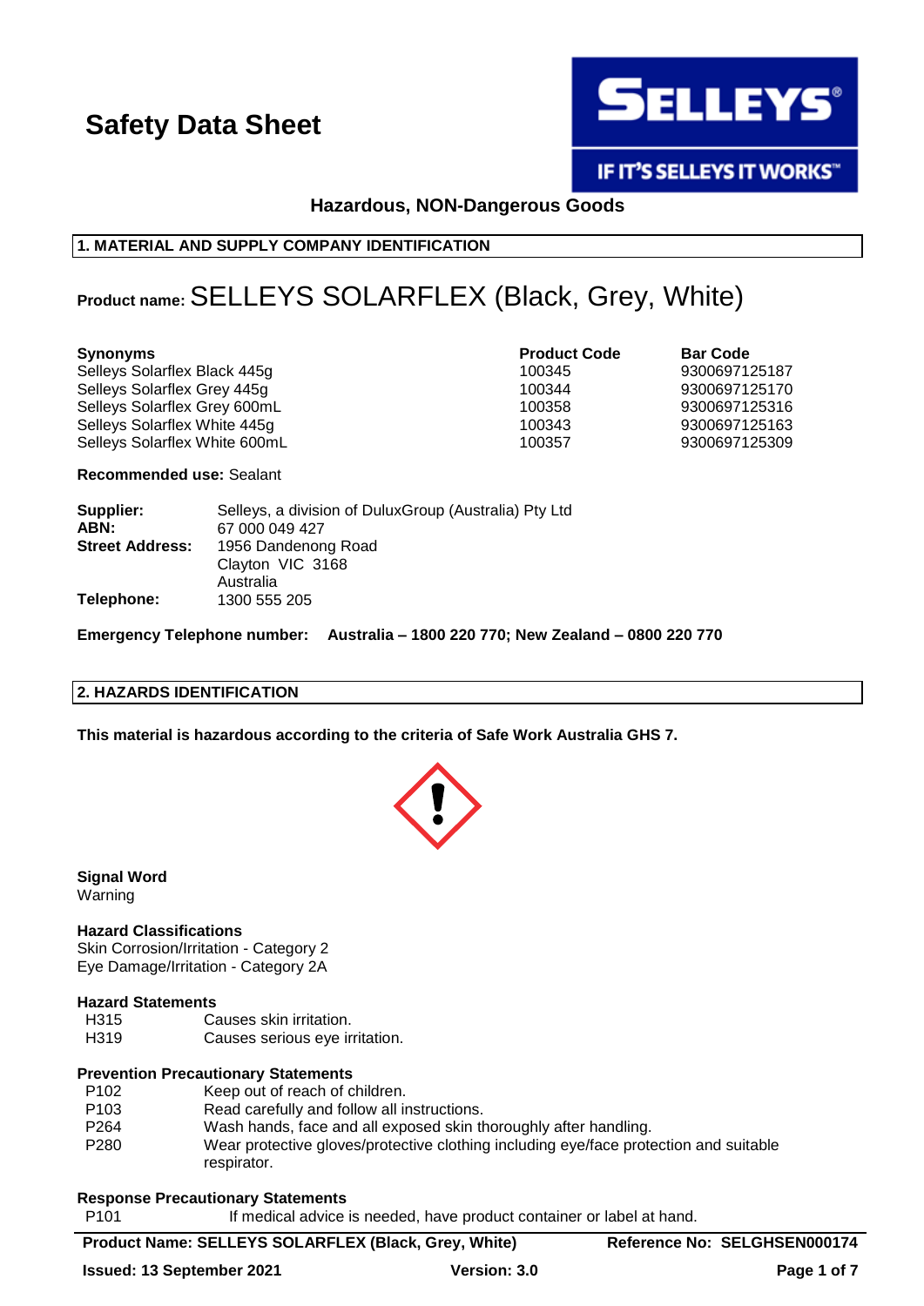# Safety Data Sheet

**Hazardous, NON-Dangerous Goods**

## 1. MATERIAL AND SUPPLY COMPANY IDENTIFICATION

**Product name:** SELLEYS SOLARFLEX (Black, Grey, White)

| Synonyms | Product Code | Bar Code |
|---|---|---|
| Selleys Solarflex Black 445g | 100345 | 9300697125187 |
| Selleys Solarflex Grey 445g | 100344 | 9300697125170 |
| Selleys Solarflex Grey 600mL | 100358 | 9300697125316 |
| Selleys Solarflex White 445g | 100343 | 9300697125163 |
| Selleys Solarflex White 600mL | 100357 | 9300697125309 |

**Recommended use:** Sealant

**Supplier:** Selleys, a division of DuluxGroup (Australia) Pty Ltd
**ABN:** 67 000 049 427
**Street Address:** 1956 Dandenong Road
Clayton VIC 3168
Australia
**Telephone:** 1300 555 205

**Emergency Telephone number: Australia – 1800 220 770; New Zealand – 0800 220 770**

## 2. HAZARDS IDENTIFICATION

**This material is hazardous according to the criteria of Safe Work Australia GHS 7.**

**Signal Word**
Warning

**Hazard Classifications**
Skin Corrosion/Irritation - Category 2
Eye Damage/Irritation - Category 2A

**Hazard Statements**

| | |
|---|---|
| H315 | Causes skin irritation. |
| H319 | Causes serious eye irritation. |

**Prevention Precautionary Statements**

| | |
|---|---|
| P102 | Keep out of reach of children. |
| P103 | Read carefully and follow all instructions. |
| P264 | Wash hands, face and all exposed skin thoroughly after handling. |
| P280 | Wear protective gloves/protective clothing including eye/face protection and suitable respirator. |

**Response Precautionary Statements**

| | |
|---|---|
| P101 | If medical advice is needed, have product container or label at hand. |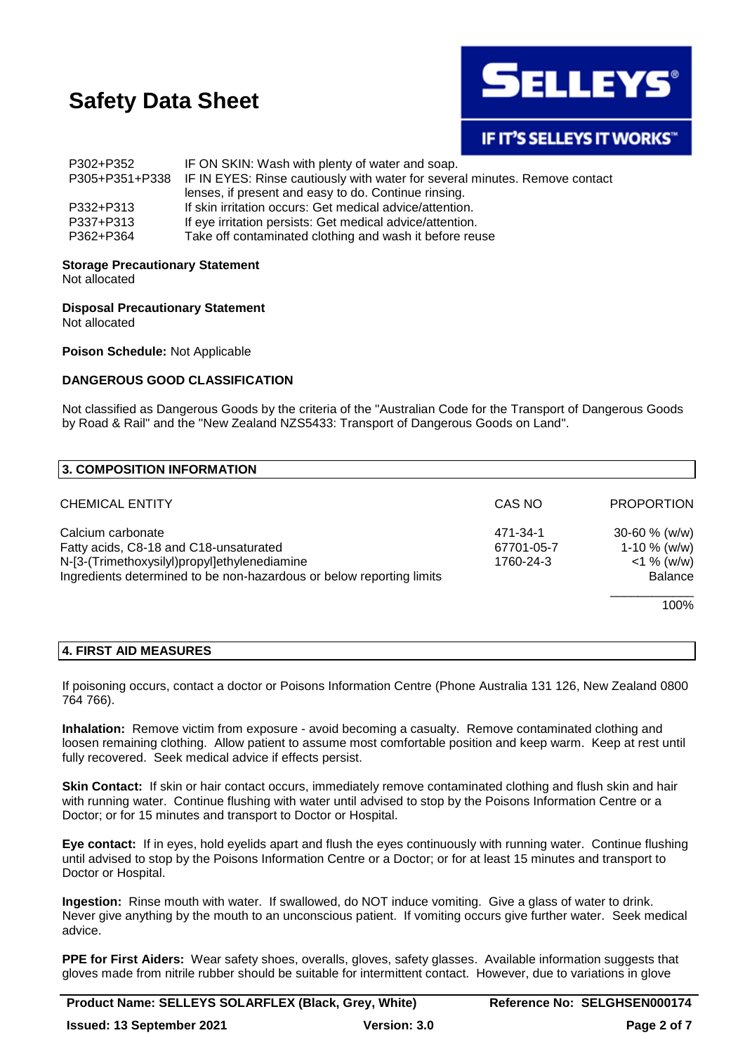| | |
|---|---|
| P302+P352 | IF ON SKIN: Wash with plenty of water and soap. |
| P305+P351+P338 | IF IN EYES: Rinse cautiously with water for several minutes. Remove contact lenses, if present and easy to do. Continue rinsing. |
| P332+P313 | If skin irritation occurs: Get medical advice/attention. |
| P337+P313 | If eye irritation persists: Get medical advice/attention. |
| P362+P364 | Take off contaminated clothing and wash it before reuse |

**Storage Precautionary Statement**
Not allocated

**Disposal Precautionary Statement**
Not allocated

**Poison Schedule:** Not Applicable

**DANGEROUS GOOD CLASSIFICATION**

Not classified as Dangerous Goods by the criteria of the "Australian Code for the Transport of Dangerous Goods by Road & Rail" and the "New Zealand NZS5433: Transport of Dangerous Goods on Land".

## 3. COMPOSITION INFORMATION

| CHEMICAL ENTITY | CAS NO | PROPORTION |
|---|---|---|
| Calcium carbonate | 471-34-1 | 30-60 % (w/w) |
| Fatty acids, C8-18 and C18-unsaturated | 67701-05-7 | 1-10 % (w/w) |
| N-[3-(Trimethoxysilyl)propyl]ethylenediamine | 1760-24-3 | <1 % (w/w) |
| Ingredients determined to be non-hazardous or below reporting limits | | Balance |
| | | 100% |

## 4. FIRST AID MEASURES

If poisoning occurs, contact a doctor or Poisons Information Centre (Phone Australia 131 126, New Zealand 0800 764 766).

**Inhalation:** Remove victim from exposure - avoid becoming a casualty. Remove contaminated clothing and loosen remaining clothing. Allow patient to assume most comfortable position and keep warm. Keep at rest until fully recovered. Seek medical advice if effects persist.

**Skin Contact:** If skin or hair contact occurs, immediately remove contaminated clothing and flush skin and hair with running water. Continue flushing with water until advised to stop by the Poisons Information Centre or a Doctor; or for 15 minutes and transport to Doctor or Hospital.

**Eye contact:** If in eyes, hold eyelids apart and flush the eyes continuously with running water. Continue flushing until advised to stop by the Poisons Information Centre or a Doctor; or for at least 15 minutes and transport to Doctor or Hospital.

**Ingestion:** Rinse mouth with water. If swallowed, do NOT induce vomiting. Give a glass of water to drink. Never give anything by the mouth to an unconscious patient. If vomiting occurs give further water. Seek medical advice.

**PPE for First Aiders:** Wear safety shoes, overalls, gloves, safety glasses. Available information suggests that gloves made from nitrile rubber should be suitable for intermittent contact. However, due to variations in glove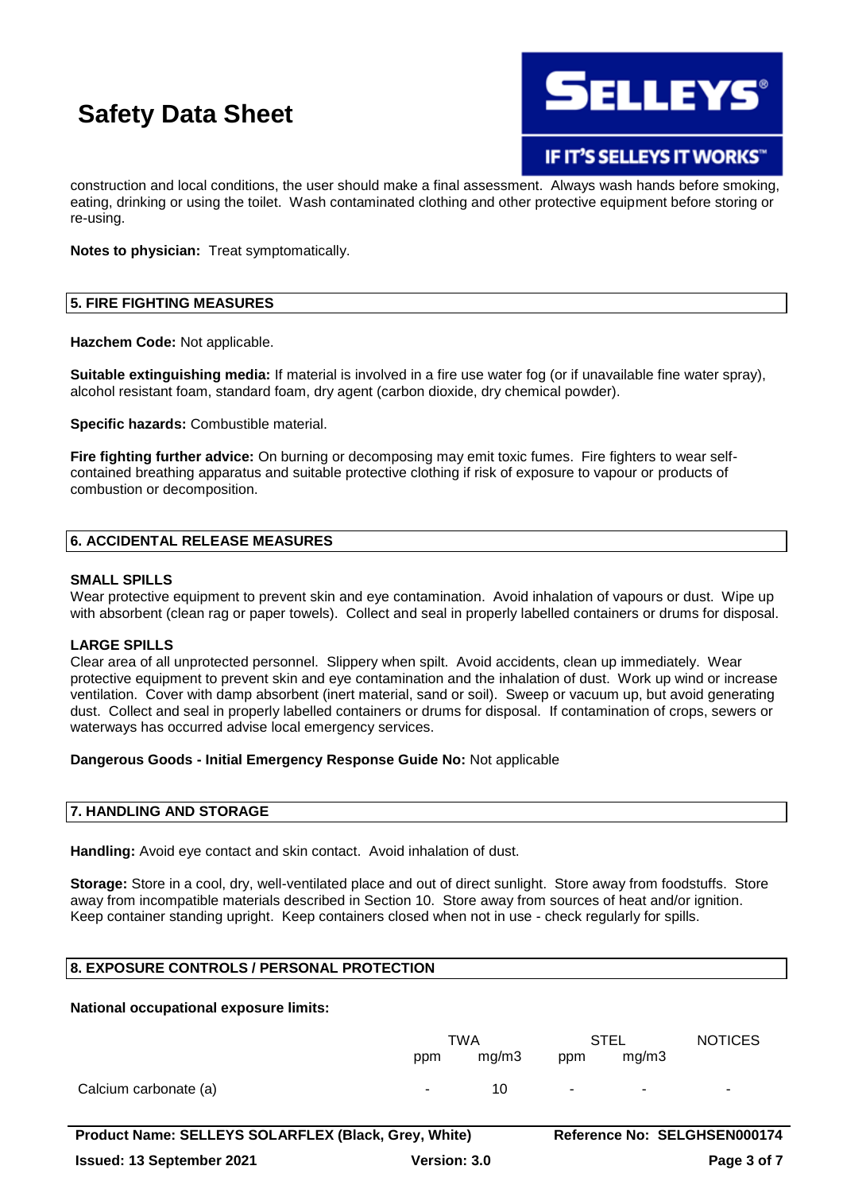construction and local conditions, the user should make a final assessment. Always wash hands before smoking, eating, drinking or using the toilet. Wash contaminated clothing and other protective equipment before storing or re-using.

**Notes to physician:** Treat symptomatically.

## 5. FIRE FIGHTING MEASURES

**Hazchem Code:** Not applicable.

**Suitable extinguishing media:** If material is involved in a fire use water fog (or if unavailable fine water spray), alcohol resistant foam, standard foam, dry agent (carbon dioxide, dry chemical powder).

**Specific hazards:** Combustible material.

**Fire fighting further advice:** On burning or decomposing may emit toxic fumes. Fire fighters to wear self-contained breathing apparatus and suitable protective clothing if risk of exposure to vapour or products of combustion or decomposition.

## 6. ACCIDENTAL RELEASE MEASURES

**SMALL SPILLS**
Wear protective equipment to prevent skin and eye contamination. Avoid inhalation of vapours or dust. Wipe up with absorbent (clean rag or paper towels). Collect and seal in properly labelled containers or drums for disposal.

**LARGE SPILLS**
Clear area of all unprotected personnel. Slippery when spilt. Avoid accidents, clean up immediately. Wear protective equipment to prevent skin and eye contamination and the inhalation of dust. Work up wind or increase ventilation. Cover with damp absorbent (inert material, sand or soil). Sweep or vacuum up, but avoid generating dust. Collect and seal in properly labelled containers or drums for disposal. If contamination of crops, sewers or waterways has occurred advise local emergency services.

**Dangerous Goods - Initial Emergency Response Guide No:** Not applicable

## 7. HANDLING AND STORAGE

**Handling:** Avoid eye contact and skin contact. Avoid inhalation of dust.

**Storage:** Store in a cool, dry, well-ventilated place and out of direct sunlight. Store away from foodstuffs. Store away from incompatible materials described in Section 10. Store away from sources of heat and/or ignition. Keep container standing upright. Keep containers closed when not in use - check regularly for spills.

## 8. EXPOSURE CONTROLS / PERSONAL PROTECTION

**National occupational exposure limits:**

| | TWA | | STEL | | NOTICES |
|---|---|---|---|---|---|
| | ppm | mg/m3 | ppm | mg/m3 | |
| Calcium carbonate (a) | - | 10 | - | - | - |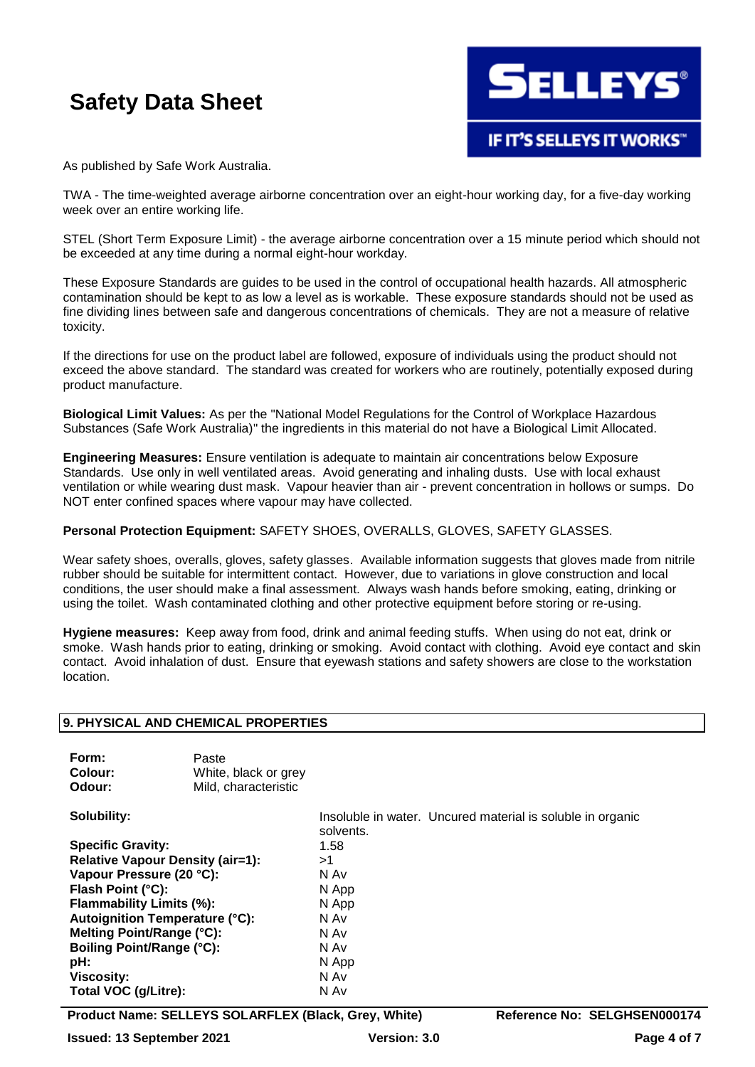As published by Safe Work Australia.

TWA - The time-weighted average airborne concentration over an eight-hour working day, for a five-day working week over an entire working life.

STEL (Short Term Exposure Limit) - the average airborne concentration over a 15 minute period which should not be exceeded at any time during a normal eight-hour workday.

These Exposure Standards are guides to be used in the control of occupational health hazards. All atmospheric contamination should be kept to as low a level as is workable. These exposure standards should not be used as fine dividing lines between safe and dangerous concentrations of chemicals. They are not a measure of relative toxicity.

If the directions for use on the product label are followed, exposure of individuals using the product should not exceed the above standard. The standard was created for workers who are routinely, potentially exposed during product manufacture.

**Biological Limit Values:** As per the "National Model Regulations for the Control of Workplace Hazardous Substances (Safe Work Australia)" the ingredients in this material do not have a Biological Limit Allocated.

**Engineering Measures:** Ensure ventilation is adequate to maintain air concentrations below Exposure Standards. Use only in well ventilated areas. Avoid generating and inhaling dusts. Use with local exhaust ventilation or while wearing dust mask. Vapour heavier than air - prevent concentration in hollows or sumps. Do NOT enter confined spaces where vapour may have collected.

**Personal Protection Equipment:** SAFETY SHOES, OVERALLS, GLOVES, SAFETY GLASSES.

Wear safety shoes, overalls, gloves, safety glasses. Available information suggests that gloves made from nitrile rubber should be suitable for intermittent contact. However, due to variations in glove construction and local conditions, the user should make a final assessment. Always wash hands before smoking, eating, drinking or using the toilet. Wash contaminated clothing and other protective equipment before storing or re-using.

**Hygiene measures:** Keep away from food, drink and animal feeding stuffs. When using do not eat, drink or smoke. Wash hands prior to eating, drinking or smoking. Avoid contact with clothing. Avoid eye contact and skin contact. Avoid inhalation of dust. Ensure that eyewash stations and safety showers are close to the workstation location.

## 9. PHYSICAL AND CHEMICAL PROPERTIES

**Form:** Paste
**Colour:** White, black or grey
**Odour:** Mild, characteristic

**Solubility:** Insoluble in water. Uncured material is soluble in organic solvents.
**Specific Gravity:** 1.58
**Relative Vapour Density (air=1):** >1
**Vapour Pressure (20 °C):** N Av
**Flash Point (°C):** N App
**Flammability Limits (%):** N App
**Autoignition Temperature (°C):** N Av
**Melting Point/Range (°C):** N Av
**Boiling Point/Range (°C):** N Av
**pH:** N App
**Viscosity:** N Av
**Total VOC (g/Litre):** N Av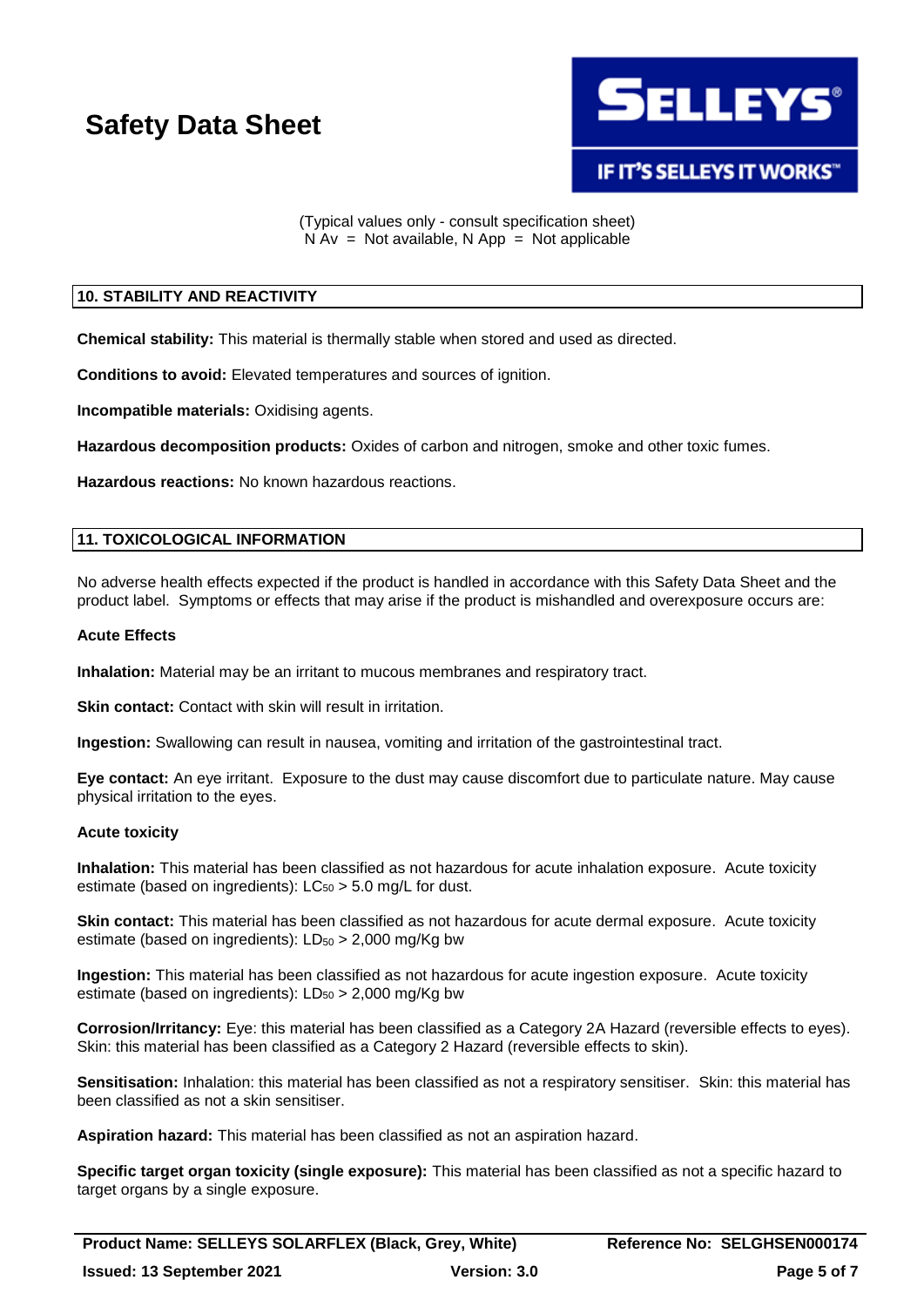(Typical values only - consult specification sheet)
N Av = Not available, N App = Not applicable

## 10. STABILITY AND REACTIVITY

**Chemical stability:** This material is thermally stable when stored and used as directed.

**Conditions to avoid:** Elevated temperatures and sources of ignition.

**Incompatible materials:** Oxidising agents.

**Hazardous decomposition products:** Oxides of carbon and nitrogen, smoke and other toxic fumes.

**Hazardous reactions:** No known hazardous reactions.

## 11. TOXICOLOGICAL INFORMATION

No adverse health effects expected if the product is handled in accordance with this Safety Data Sheet and the product label. Symptoms or effects that may arise if the product is mishandled and overexposure occurs are:

### Acute Effects

**Inhalation:** Material may be an irritant to mucous membranes and respiratory tract.

**Skin contact:** Contact with skin will result in irritation.

**Ingestion:** Swallowing can result in nausea, vomiting and irritation of the gastrointestinal tract.

**Eye contact:** An eye irritant. Exposure to the dust may cause discomfort due to particulate nature. May cause physical irritation to the eyes.

### Acute toxicity

**Inhalation:** This material has been classified as not hazardous for acute inhalation exposure. Acute toxicity estimate (based on ingredients): $LC_{50}$ > 5.0 mg/L for dust.

**Skin contact:** This material has been classified as not hazardous for acute dermal exposure. Acute toxicity estimate (based on ingredients): $LD_{50}$ > 2,000 mg/Kg bw

**Ingestion:** This material has been classified as not hazardous for acute ingestion exposure. Acute toxicity estimate (based on ingredients): $LD_{50}$ > 2,000 mg/Kg bw

**Corrosion/Irritancy:** Eye: this material has been classified as a Category 2A Hazard (reversible effects to eyes). Skin: this material has been classified as a Category 2 Hazard (reversible effects to skin).

**Sensitisation:** Inhalation: this material has been classified as not a respiratory sensitiser. Skin: this material has been classified as not a skin sensitiser.

**Aspiration hazard:** This material has been classified as not an aspiration hazard.

**Specific target organ toxicity (single exposure):** This material has been classified as not a specific hazard to target organs by a single exposure.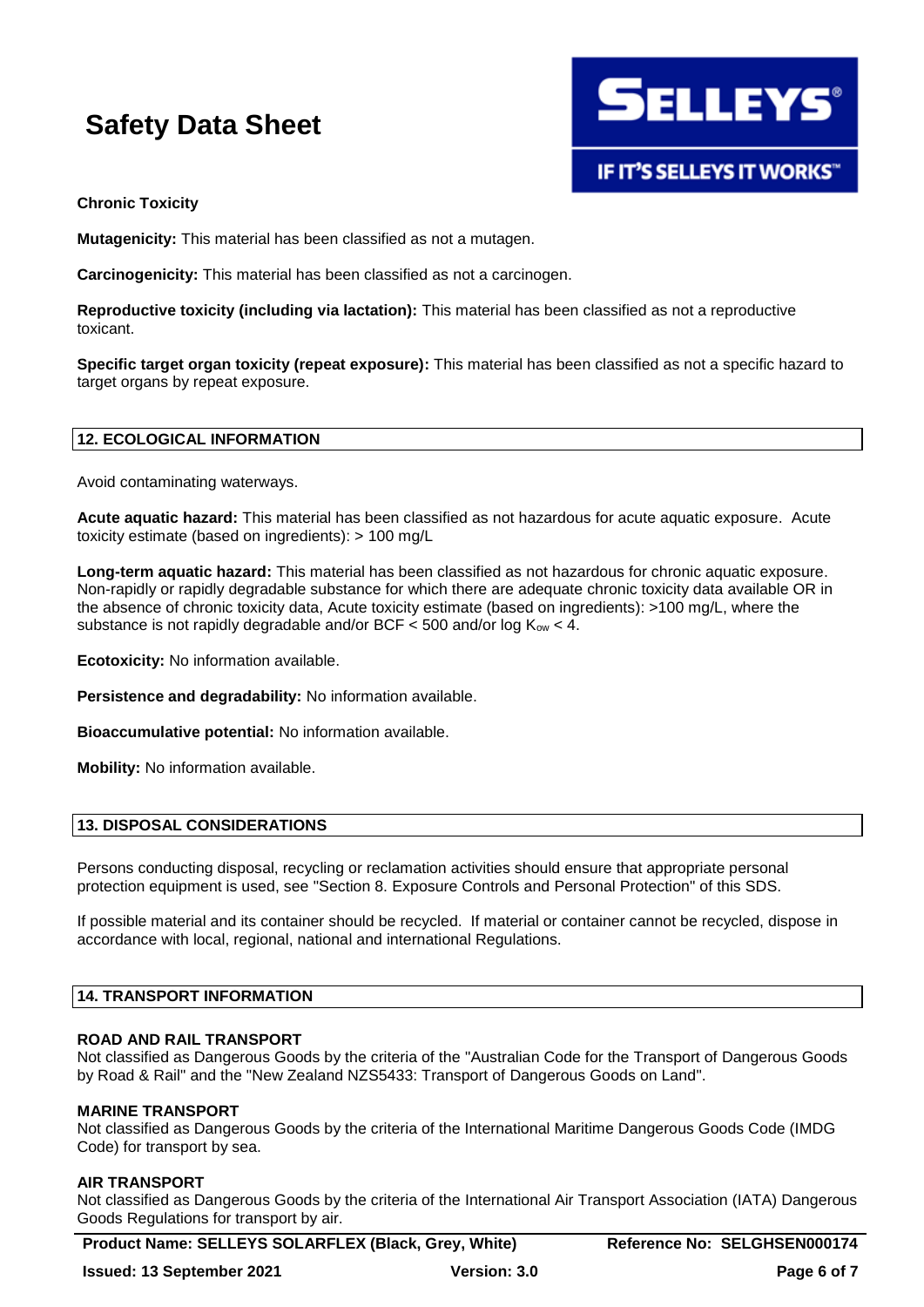**Chronic Toxicity**

**Mutagenicity:** This material has been classified as not a mutagen.

**Carcinogenicity:** This material has been classified as not a carcinogen.

**Reproductive toxicity (including via lactation):** This material has been classified as not a reproductive toxicant.

**Specific target organ toxicity (repeat exposure):** This material has been classified as not a specific hazard to target organs by repeat exposure.

## 12. ECOLOGICAL INFORMATION

Avoid contaminating waterways.

**Acute aquatic hazard:** This material has been classified as not hazardous for acute aquatic exposure. Acute toxicity estimate (based on ingredients): > 100 mg/L

**Long-term aquatic hazard:** This material has been classified as not hazardous for chronic aquatic exposure. Non-rapidly or rapidly degradable substance for which there are adequate chronic toxicity data available OR in the absence of chronic toxicity data, Acute toxicity estimate (based on ingredients): >100 mg/L, where the substance is not rapidly degradable and/or BCF < 500 and/or log $K_{ow}$ < 4.

**Ecotoxicity:** No information available.

**Persistence and degradability:** No information available.

**Bioaccumulative potential:** No information available.

**Mobility:** No information available.

## 13. DISPOSAL CONSIDERATIONS

Persons conducting disposal, recycling or reclamation activities should ensure that appropriate personal protection equipment is used, see "Section 8. Exposure Controls and Personal Protection" of this SDS.

If possible material and its container should be recycled. If material or container cannot be recycled, dispose in accordance with local, regional, national and international Regulations.

## 14. TRANSPORT INFORMATION

**ROAD AND RAIL TRANSPORT**
Not classified as Dangerous Goods by the criteria of the "Australian Code for the Transport of Dangerous Goods by Road & Rail" and the "New Zealand NZS5433: Transport of Dangerous Goods on Land".

**MARINE TRANSPORT**
Not classified as Dangerous Goods by the criteria of the International Maritime Dangerous Goods Code (IMDG Code) for transport by sea.

**AIR TRANSPORT**
Not classified as Dangerous Goods by the criteria of the International Air Transport Association (IATA) Dangerous Goods Regulations for transport by air.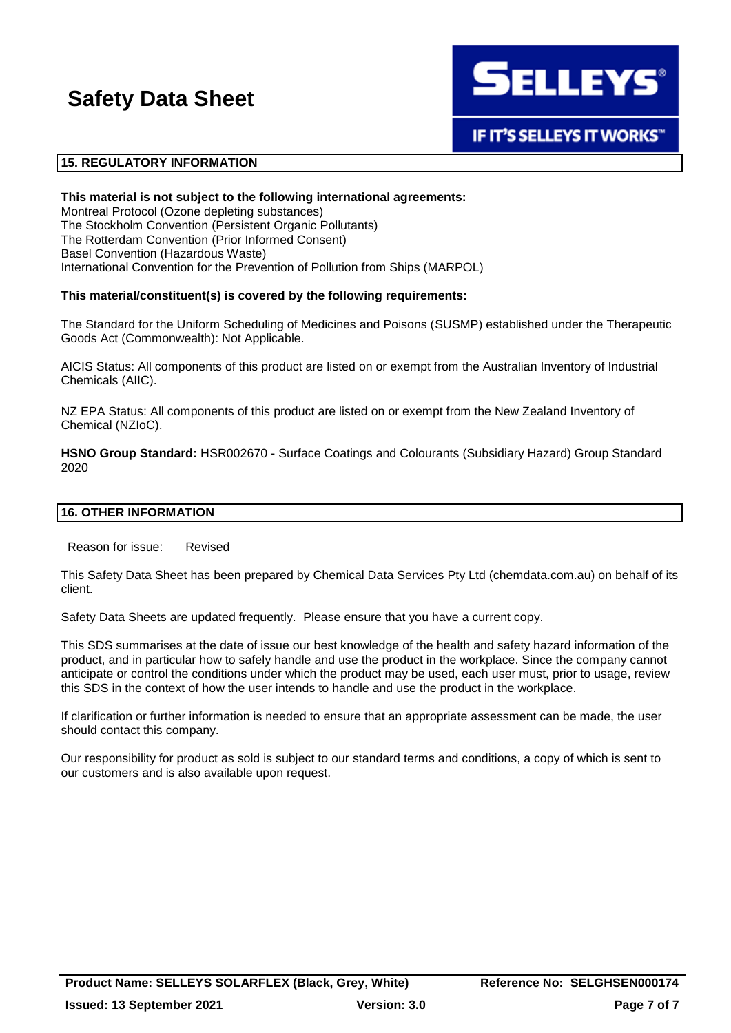## 15. REGULATORY INFORMATION

**This material is not subject to the following international agreements:**
Montreal Protocol (Ozone depleting substances)
The Stockholm Convention (Persistent Organic Pollutants)
The Rotterdam Convention (Prior Informed Consent)
Basel Convention (Hazardous Waste)
International Convention for the Prevention of Pollution from Ships (MARPOL)

**This material/constituent(s) is covered by the following requirements:**

The Standard for the Uniform Scheduling of Medicines and Poisons (SUSMP) established under the Therapeutic Goods Act (Commonwealth): Not Applicable.

AICIS Status: All components of this product are listed on or exempt from the Australian Inventory of Industrial Chemicals (AIIC).

NZ EPA Status: All components of this product are listed on or exempt from the New Zealand Inventory of Chemical (NZIoC).

**HSNO Group Standard:** HSR002670 - Surface Coatings and Colourants (Subsidiary Hazard) Group Standard 2020

## 16. OTHER INFORMATION

Reason for issue: Revised

This Safety Data Sheet has been prepared by Chemical Data Services Pty Ltd (chemdata.com.au) on behalf of its client.

Safety Data Sheets are updated frequently. Please ensure that you have a current copy.

This SDS summarises at the date of issue our best knowledge of the health and safety hazard information of the product, and in particular how to safely handle and use the product in the workplace. Since the company cannot anticipate or control the conditions under which the product may be used, each user must, prior to usage, review this SDS in the context of how the user intends to handle and use the product in the workplace.

If clarification or further information is needed to ensure that an appropriate assessment can be made, the user should contact this company.

Our responsibility for product as sold is subject to our standard terms and conditions, a copy of which is sent to our customers and is also available upon request.